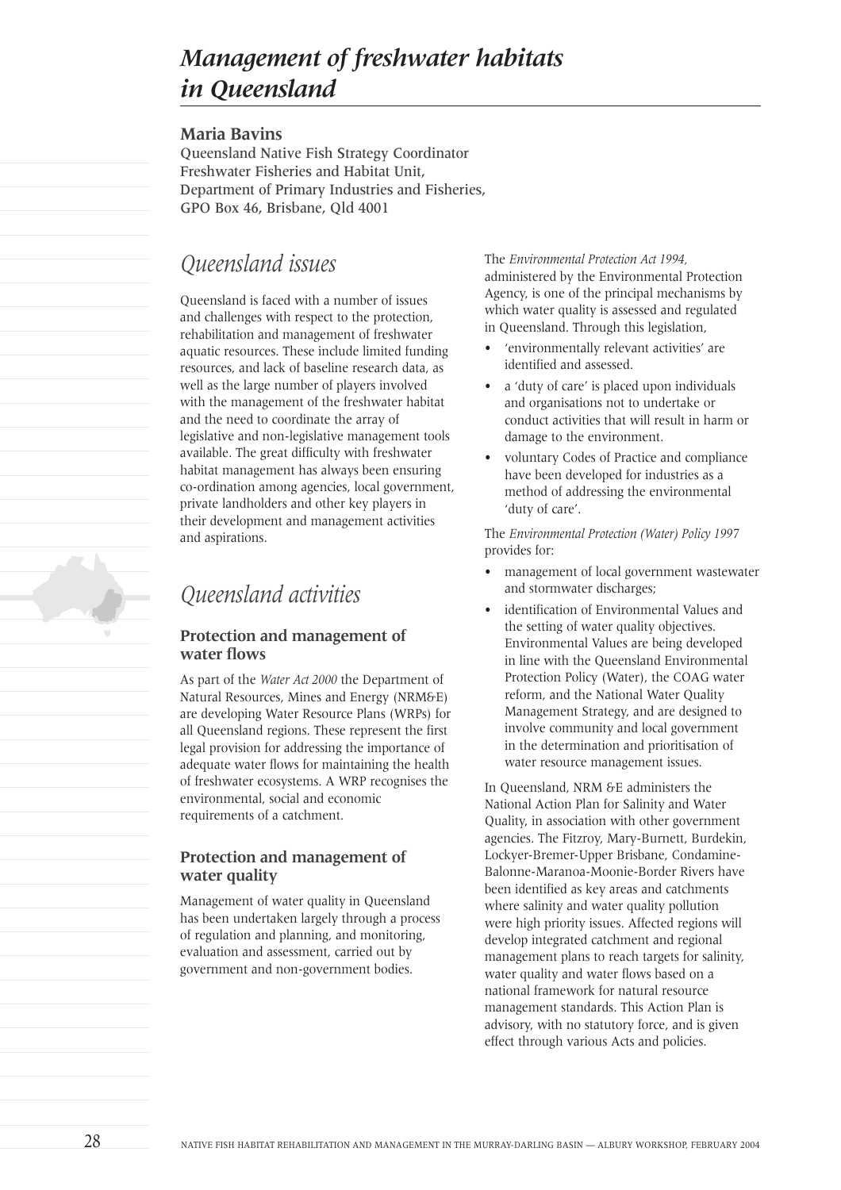# Management of freshwater habitats in Queensland

**Maria Bavins**
Queensland Native Fish Strategy Coordinator
Freshwater Fisheries and Habitat Unit,
Department of Primary Industries and Fisheries,
GPO Box 46, Brisbane, Qld 4001

## Queensland issues

Queensland is faced with a number of issues and challenges with respect to the protection, rehabilitation and management of freshwater aquatic resources. These include limited funding resources, and lack of baseline research data, as well as the large number of players involved with the management of the freshwater habitat and the need to coordinate the array of legislative and non-legislative management tools available. The great difficulty with freshwater habitat management has always been ensuring co-ordination among agencies, local government, private landholders and other key players in their development and management activities and aspirations.

## Queensland activities

### Protection and management of water flows

As part of the *Water Act 2000* the Department of Natural Resources, Mines and Energy (NRM&E) are developing Water Resource Plans (WRPs) for all Queensland regions. These represent the first legal provision for addressing the importance of adequate water flows for maintaining the health of freshwater ecosystems. A WRP recognises the environmental, social and economic requirements of a catchment.

### Protection and management of water quality

Management of water quality in Queensland has been undertaken largely through a process of regulation and planning, and monitoring, evaluation and assessment, carried out by government and non-government bodies.

The *Environmental Protection Act 1994*, administered by the Environmental Protection Agency, is one of the principal mechanisms by which water quality is assessed and regulated in Queensland. Through this legislation,

- 'environmentally relevant activities' are identified and assessed.
- a 'duty of care' is placed upon individuals and organisations not to undertake or conduct activities that will result in harm or damage to the environment.
- voluntary Codes of Practice and compliance have been developed for industries as a method of addressing the environmental 'duty of care'.

The *Environmental Protection (Water) Policy 1997* provides for:

- management of local government wastewater and stormwater discharges;
- identification of Environmental Values and the setting of water quality objectives. Environmental Values are being developed in line with the Queensland Environmental Protection Policy (Water), the COAG water reform, and the National Water Quality Management Strategy, and are designed to involve community and local government in the determination and prioritisation of water resource management issues.

In Queensland, NRM &E administers the National Action Plan for Salinity and Water Quality, in association with other government agencies. The Fitzroy, Mary-Burnett, Burdekin, Lockyer-Bremer-Upper Brisbane, Condamine-Balonne-Maranoa-Moonie-Border Rivers have been identified as key areas and catchments where salinity and water quality pollution were high priority issues. Affected regions will develop integrated catchment and regional management plans to reach targets for salinity, water quality and water flows based on a national framework for natural resource management standards. This Action Plan is advisory, with no statutory force, and is given effect through various Acts and policies.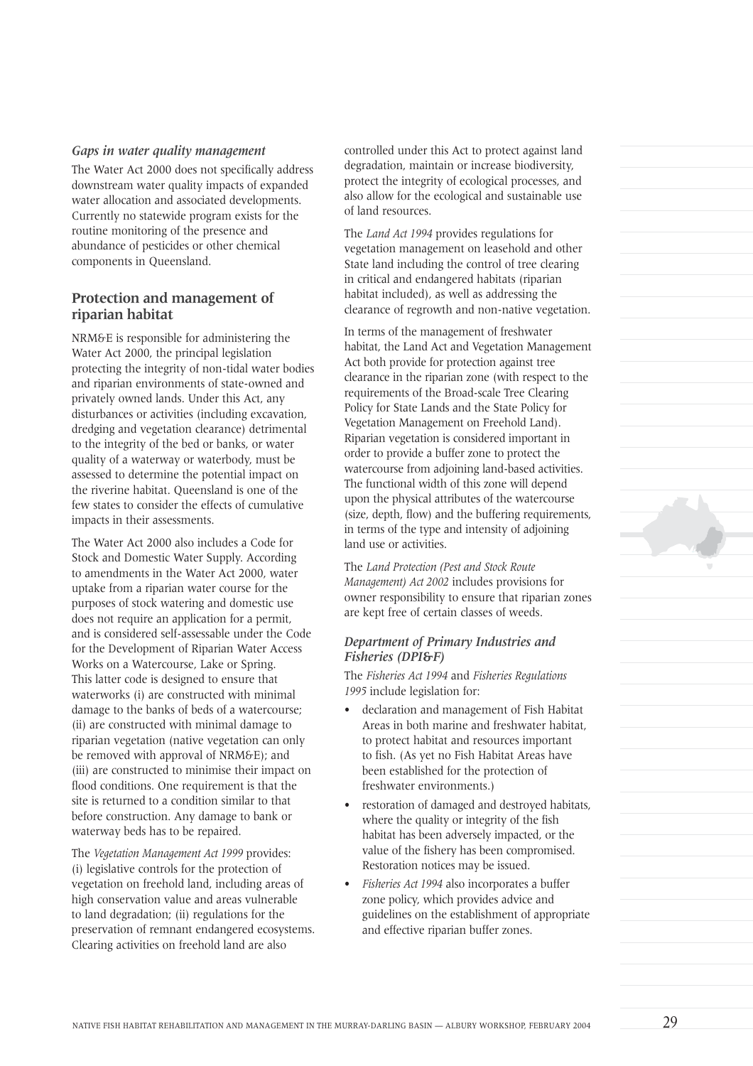### *Gaps in water quality management*

The Water Act 2000 does not specifically address downstream water quality impacts of expanded water allocation and associated developments. Currently no statewide program exists for the routine monitoring of the presence and abundance of pesticides or other chemical components in Queensland.

## Protection and management of riparian habitat

NRM&E is responsible for administering the Water Act 2000, the principal legislation protecting the integrity of non-tidal water bodies and riparian environments of state-owned and privately owned lands. Under this Act, any disturbances or activities (including excavation, dredging and vegetation clearance) detrimental to the integrity of the bed or banks, or water quality of a waterway or waterbody, must be assessed to determine the potential impact on the riverine habitat. Queensland is one of the few states to consider the effects of cumulative impacts in their assessments.

The Water Act 2000 also includes a Code for Stock and Domestic Water Supply. According to amendments in the Water Act 2000, water uptake from a riparian water course for the purposes of stock watering and domestic use does not require an application for a permit, and is considered self-assessable under the Code for the Development of Riparian Water Access Works on a Watercourse, Lake or Spring. This latter code is designed to ensure that waterworks (i) are constructed with minimal damage to the banks of beds of a watercourse; (ii) are constructed with minimal damage to riparian vegetation (native vegetation can only be removed with approval of NRM&E); and (iii) are constructed to minimise their impact on flood conditions. One requirement is that the site is returned to a condition similar to that before construction. Any damage to bank or waterway beds has to be repaired.

The *Vegetation Management Act 1999* provides: (i) legislative controls for the protection of vegetation on freehold land, including areas of high conservation value and areas vulnerable to land degradation; (ii) regulations for the preservation of remnant endangered ecosystems. Clearing activities on freehold land are also controlled under this Act to protect against land degradation, maintain or increase biodiversity, protect the integrity of ecological processes, and also allow for the ecological and sustainable use of land resources.

The *Land Act 1994* provides regulations for vegetation management on leasehold and other State land including the control of tree clearing in critical and endangered habitats (riparian habitat included), as well as addressing the clearance of regrowth and non-native vegetation.

In terms of the management of freshwater habitat, the Land Act and Vegetation Management Act both provide for protection against tree clearance in the riparian zone (with respect to the requirements of the Broad-scale Tree Clearing Policy for State Lands and the State Policy for Vegetation Management on Freehold Land). Riparian vegetation is considered important in order to provide a buffer zone to protect the watercourse from adjoining land-based activities. The functional width of this zone will depend upon the physical attributes of the watercourse (size, depth, flow) and the buffering requirements, in terms of the type and intensity of adjoining land use or activities.

The *Land Protection (Pest and Stock Route Management) Act 2002* includes provisions for owner responsibility to ensure that riparian zones are kept free of certain classes of weeds.

### *Department of Primary Industries and Fisheries (DPI&F)*

The *Fisheries Act 1994* and *Fisheries Regulations 1995* include legislation for:

- declaration and management of Fish Habitat Areas in both marine and freshwater habitat, to protect habitat and resources important to fish. (As yet no Fish Habitat Areas have been established for the protection of freshwater environments.)
- restoration of damaged and destroyed habitats, where the quality or integrity of the fish habitat has been adversely impacted, or the value of the fishery has been compromised. Restoration notices may be issued.
- *Fisheries Act 1994* also incorporates a buffer zone policy, which provides advice and guidelines on the establishment of appropriate and effective riparian buffer zones.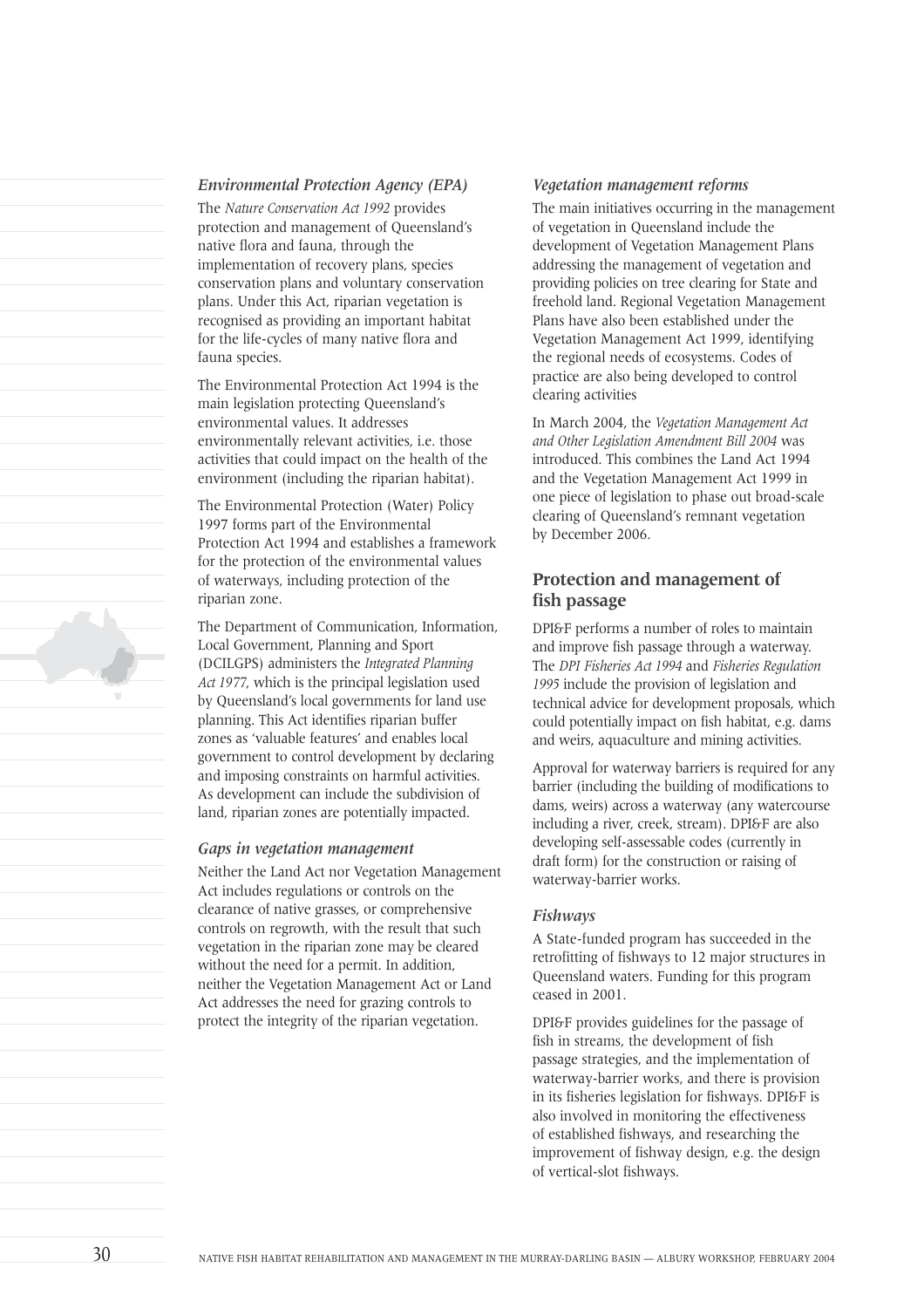*Environmental Protection Agency (EPA)*

The *Nature Conservation Act 1992* provides protection and management of Queensland's native flora and fauna, through the implementation of recovery plans, species conservation plans and voluntary conservation plans. Under this Act, riparian vegetation is recognised as providing an important habitat for the life-cycles of many native flora and fauna species.

The Environmental Protection Act 1994 is the main legislation protecting Queensland's environmental values. It addresses environmentally relevant activities, i.e. those activities that could impact on the health of the environment (including the riparian habitat).

The Environmental Protection (Water) Policy 1997 forms part of the Environmental Protection Act 1994 and establishes a framework for the protection of the environmental values of waterways, including protection of the riparian zone.

The Department of Communication, Information, Local Government, Planning and Sport (DCILGPS) administers the *Integrated Planning Act 1977*, which is the principal legislation used by Queensland's local governments for land use planning. This Act identifies riparian buffer zones as 'valuable features' and enables local government to control development by declaring and imposing constraints on harmful activities. As development can include the subdivision of land, riparian zones are potentially impacted.

*Gaps in vegetation management*

Neither the Land Act nor Vegetation Management Act includes regulations or controls on the clearance of native grasses, or comprehensive controls on regrowth, with the result that such vegetation in the riparian zone may be cleared without the need for a permit. In addition, neither the Vegetation Management Act or Land Act addresses the need for grazing controls to protect the integrity of the riparian vegetation.

*Vegetation management reforms*

The main initiatives occurring in the management of vegetation in Queensland include the development of Vegetation Management Plans addressing the management of vegetation and providing policies on tree clearing for State and freehold land. Regional Vegetation Management Plans have also been established under the Vegetation Management Act 1999, identifying the regional needs of ecosystems. Codes of practice are also being developed to control clearing activities

In March 2004, the *Vegetation Management Act and Other Legislation Amendment Bill 2004* was introduced. This combines the Land Act 1994 and the Vegetation Management Act 1999 in one piece of legislation to phase out broad-scale clearing of Queensland's remnant vegetation by December 2006.

## Protection and management of fish passage

DPI&F performs a number of roles to maintain and improve fish passage through a waterway. The *DPI Fisheries Act 1994* and *Fisheries Regulation 1995* include the provision of legislation and technical advice for development proposals, which could potentially impact on fish habitat, e.g. dams and weirs, aquaculture and mining activities.

Approval for waterway barriers is required for any barrier (including the building of modifications to dams, weirs) across a waterway (any watercourse including a river, creek, stream). DPI&F are also developing self-assessable codes (currently in draft form) for the construction or raising of waterway-barrier works.

*Fishways*

A State-funded program has succeeded in the retrofitting of fishways to 12 major structures in Queensland waters. Funding for this program ceased in 2001.

DPI&F provides guidelines for the passage of fish in streams, the development of fish passage strategies, and the implementation of waterway-barrier works, and there is provision in its fisheries legislation for fishways. DPI&F is also involved in monitoring the effectiveness of established fishways, and researching the improvement of fishway design, e.g. the design of vertical-slot fishways.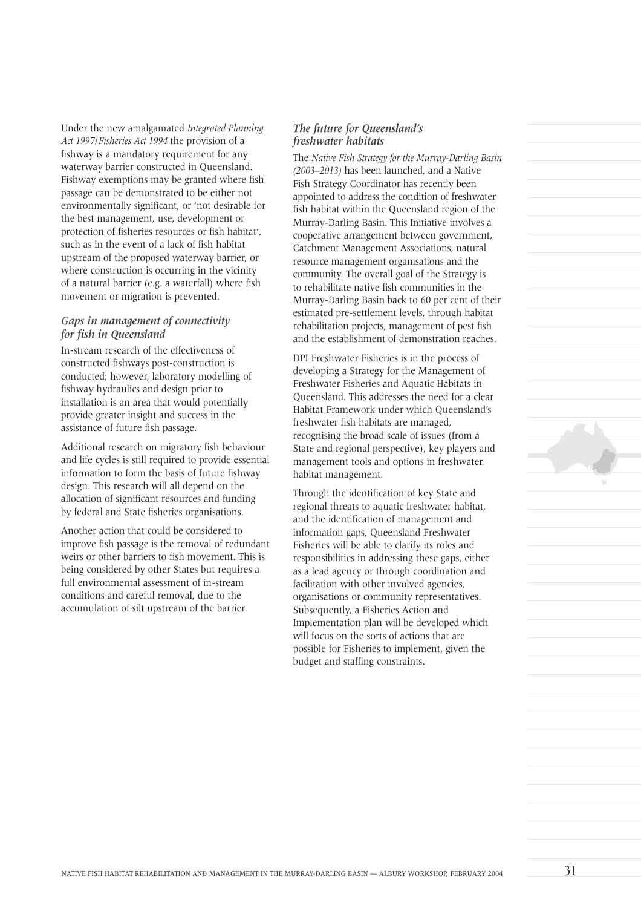Under the new amalgamated *Integrated Planning Act 1997/Fisheries Act 1994* the provision of a fishway is a mandatory requirement for any waterway barrier constructed in Queensland. Fishway exemptions may be granted where fish passage can be demonstrated to be either not environmentally significant, or 'not desirable for the best management, use, development or protection of fisheries resources or fish habitat', such as in the event of a lack of fish habitat upstream of the proposed waterway barrier, or where construction is occurring in the vicinity of a natural barrier (e.g. a waterfall) where fish movement or migration is prevented.

### *Gaps in management of connectivity for fish in Queensland*

In-stream research of the effectiveness of constructed fishways post-construction is conducted; however, laboratory modelling of fishway hydraulics and design prior to installation is an area that would potentially provide greater insight and success in the assistance of future fish passage.

Additional research on migratory fish behaviour and life cycles is still required to provide essential information to form the basis of future fishway design. This research will all depend on the allocation of significant resources and funding by federal and State fisheries organisations.

Another action that could be considered to improve fish passage is the removal of redundant weirs or other barriers to fish movement. This is being considered by other States but requires a full environmental assessment of in-stream conditions and careful removal, due to the accumulation of silt upstream of the barrier.

### *The future for Queensland's freshwater habitats*

The *Native Fish Strategy for the Murray-Darling Basin (2003–2013)* has been launched, and a Native Fish Strategy Coordinator has recently been appointed to address the condition of freshwater fish habitat within the Queensland region of the Murray-Darling Basin. This Initiative involves a cooperative arrangement between government, Catchment Management Associations, natural resource management organisations and the community. The overall goal of the Strategy is to rehabilitate native fish communities in the Murray-Darling Basin back to 60 per cent of their estimated pre-settlement levels, through habitat rehabilitation projects, management of pest fish and the establishment of demonstration reaches.

DPI Freshwater Fisheries is in the process of developing a Strategy for the Management of Freshwater Fisheries and Aquatic Habitats in Queensland. This addresses the need for a clear Habitat Framework under which Queensland's freshwater fish habitats are managed, recognising the broad scale of issues (from a State and regional perspective), key players and management tools and options in freshwater habitat management.

Through the identification of key State and regional threats to aquatic freshwater habitat, and the identification of management and information gaps, Queensland Freshwater Fisheries will be able to clarify its roles and responsibilities in addressing these gaps, either as a lead agency or through coordination and facilitation with other involved agencies, organisations or community representatives. Subsequently, a Fisheries Action and Implementation plan will be developed which will focus on the sorts of actions that are possible for Fisheries to implement, given the budget and staffing constraints.